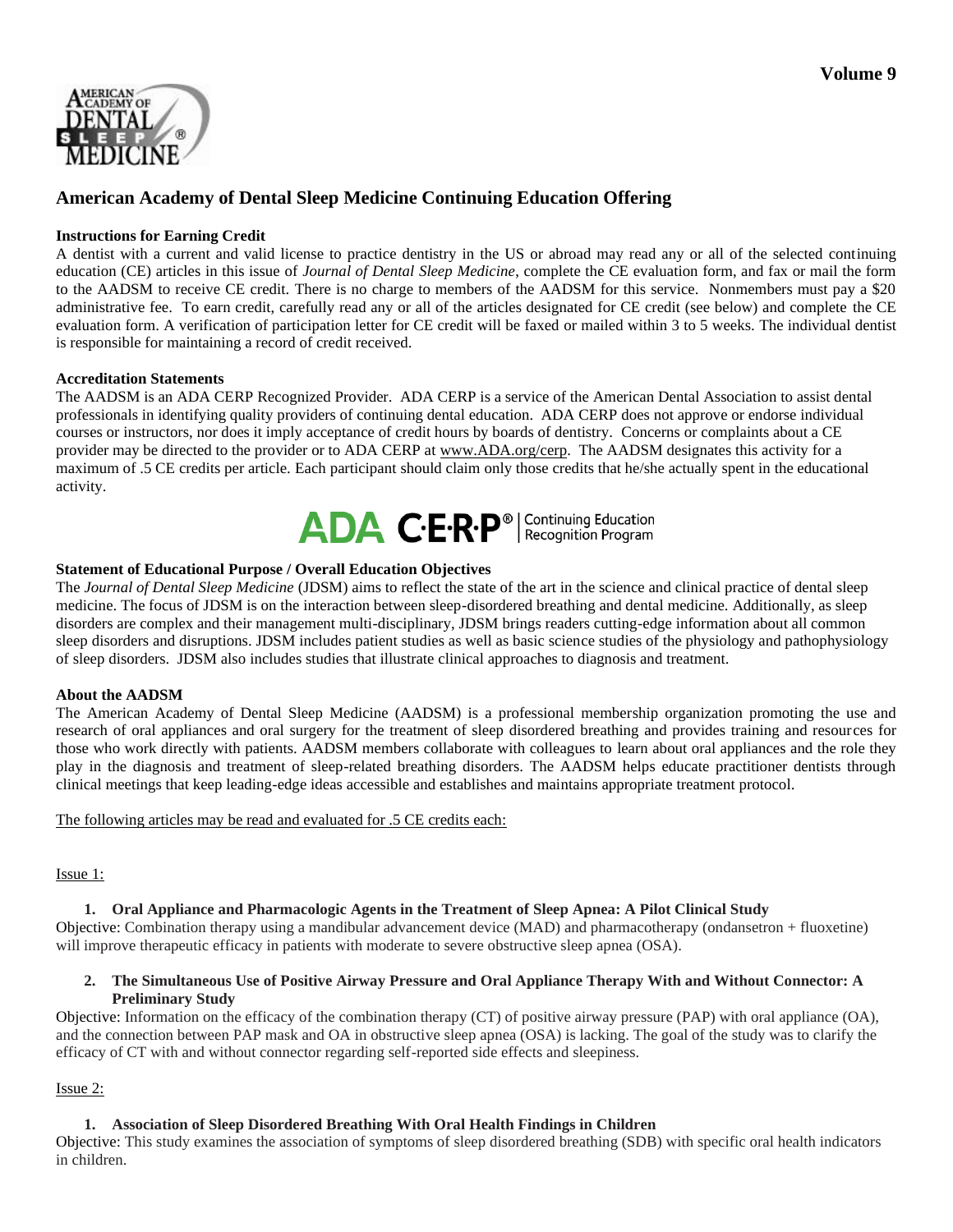**Volume 9**

# American Academy of Dental Sleep Medicine Continuing Education Offering

**Instructions for Earning Credit**

A dentist with a current and valid license to practice dentistry in the US or abroad may read any or all of the selected continuing education (CE) articles in this issue of *Journal of Dental Sleep Medicine*, complete the CE evaluation form, and fax or mail the form to the AADSM to receive CE credit. There is no charge to members of the AADSM for this service. Nonmembers must pay a $20 administrative fee. To earn credit, carefully read any or all of the articles designated for CE credit (see below) and complete the CE evaluation form. A verification of participation letter for CE credit will be faxed or mailed within 3 to 5 weeks. The individual dentist is responsible for maintaining a record of credit received.

**Accreditation Statements**

The AADSM is an ADA CERP Recognized Provider. ADA CERP is a service of the American Dental Association to assist dental professionals in identifying quality providers of continuing dental education. ADA CERP does not approve or endorse individual courses or instructors, nor does it imply acceptance of credit hours by boards of dentistry. Concerns or complaints about a CE provider may be directed to the provider or to ADA CERP at www.ADA.org/cerp. The AADSM designates this activity for a maximum of .5 CE credits per article. Each participant should claim only those credits that he/she actually spent in the educational activity.

ADA C·E·R·P® | Continuing Education Recognition Program

**Statement of Educational Purpose / Overall Education Objectives**

The *Journal of Dental Sleep Medicine* (JDSM) aims to reflect the state of the art in the science and clinical practice of dental sleep medicine. The focus of JDSM is on the interaction between sleep-disordered breathing and dental medicine. Additionally, as sleep disorders are complex and their management multi-disciplinary, JDSM brings readers cutting-edge information about all common sleep disorders and disruptions. JDSM includes patient studies as well as basic science studies of the physiology and pathophysiology of sleep disorders. JDSM also includes studies that illustrate clinical approaches to diagnosis and treatment.

**About the AADSM**

The American Academy of Dental Sleep Medicine (AADSM) is a professional membership organization promoting the use and research of oral appliances and oral surgery for the treatment of sleep disordered breathing and provides training and resources for those who work directly with patients. AADSM members collaborate with colleagues to learn about oral appliances and the role they play in the diagnosis and treatment of sleep-related breathing disorders. The AADSM helps educate practitioner dentists through clinical meetings that keep leading-edge ideas accessible and establishes and maintains appropriate treatment protocol.

The following articles may be read and evaluated for .5 CE credits each:

Issue 1:

1. **Oral Appliance and Pharmacologic Agents in the Treatment of Sleep Apnea: A Pilot Clinical Study**

Objective: Combination therapy using a mandibular advancement device (MAD) and pharmacotherapy (ondansetron + fluoxetine) will improve therapeutic efficacy in patients with moderate to severe obstructive sleep apnea (OSA).

2. **The Simultaneous Use of Positive Airway Pressure and Oral Appliance Therapy With and Without Connector: A Preliminary Study**

Objective: Information on the efficacy of the combination therapy (CT) of positive airway pressure (PAP) with oral appliance (OA), and the connection between PAP mask and OA in obstructive sleep apnea (OSA) is lacking. The goal of the study was to clarify the efficacy of CT with and without connector regarding self-reported side effects and sleepiness.

Issue 2:

1. **Association of Sleep Disordered Breathing With Oral Health Findings in Children**

Objective: This study examines the association of symptoms of sleep disordered breathing (SDB) with specific oral health indicators in children.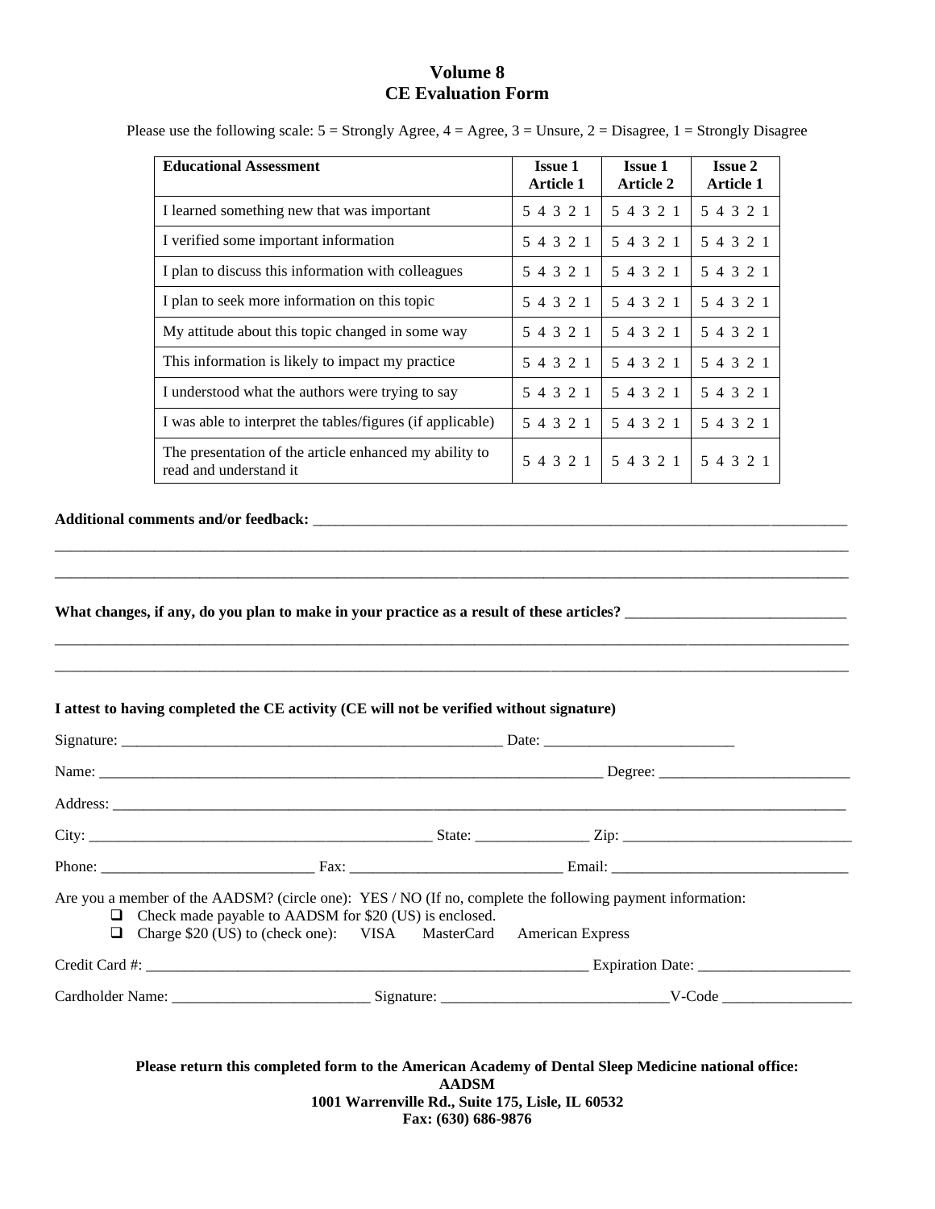# Volume 8
# CE Evaluation Form

Please use the following scale: 5 = Strongly Agree, 4 = Agree, 3 = Unsure, 2 = Disagree, 1 = Strongly Disagree

| **Educational Assessment** | **Issue 1 Article 1** | **Issue 1 Article 2** | **Issue 2 Article 1** |
|---|---|---|---|
| I learned something new that was important | 5 4 3 2 1 | 5 4 3 2 1 | 5 4 3 2 1 |
| I verified some important information | 5 4 3 2 1 | 5 4 3 2 1 | 5 4 3 2 1 |
| I plan to discuss this information with colleagues | 5 4 3 2 1 | 5 4 3 2 1 | 5 4 3 2 1 |
| I plan to seek more information on this topic | 5 4 3 2 1 | 5 4 3 2 1 | 5 4 3 2 1 |
| My attitude about this topic changed in some way | 5 4 3 2 1 | 5 4 3 2 1 | 5 4 3 2 1 |
| This information is likely to impact my practice | 5 4 3 2 1 | 5 4 3 2 1 | 5 4 3 2 1 |
| I understood what the authors were trying to say | 5 4 3 2 1 | 5 4 3 2 1 | 5 4 3 2 1 |
| I was able to interpret the tables/figures (if applicable) | 5 4 3 2 1 | 5 4 3 2 1 | 5 4 3 2 1 |
| The presentation of the article enhanced my ability to read and understand it | 5 4 3 2 1 | 5 4 3 2 1 | 5 4 3 2 1 |

**Additional comments and/or feedback:** ______________________________________________

______________________________________________________________________________

______________________________________________________________________________

**What changes, if any, do you plan to make in your practice as a result of these articles?** ______________________

______________________________________________________________________________

______________________________________________________________________________

**I attest to having completed the CE activity (CE will not be verified without signature)**

Signature: ______________________________ Date: ____________________

Name: ______________________________________ Degree: ____________________

Address: ______________________________________________________________

City: ______________________________ State: ____________ Zip: ____________________

Phone: ____________________ Fax: ____________________ Email: ____________________

Are you a member of the AADSM? (circle one): YES / NO (If no, complete the following payment information:

- ❑ Check made payable to AADSM for $20 (US) is enclosed.
- ❑ Charge $20 (US) to (check one): VISA MasterCard American Express

Credit Card #: ______________________________________ Expiration Date: ____________________

Cardholder Name: ____________________ Signature: ______________________ V-Code ______________

**Please return this completed form to the American Academy of Dental Sleep Medicine national office:**
**AADSM**
**1001 Warrenville Rd., Suite 175, Lisle, IL 60532**
**Fax: (630) 686-9876**